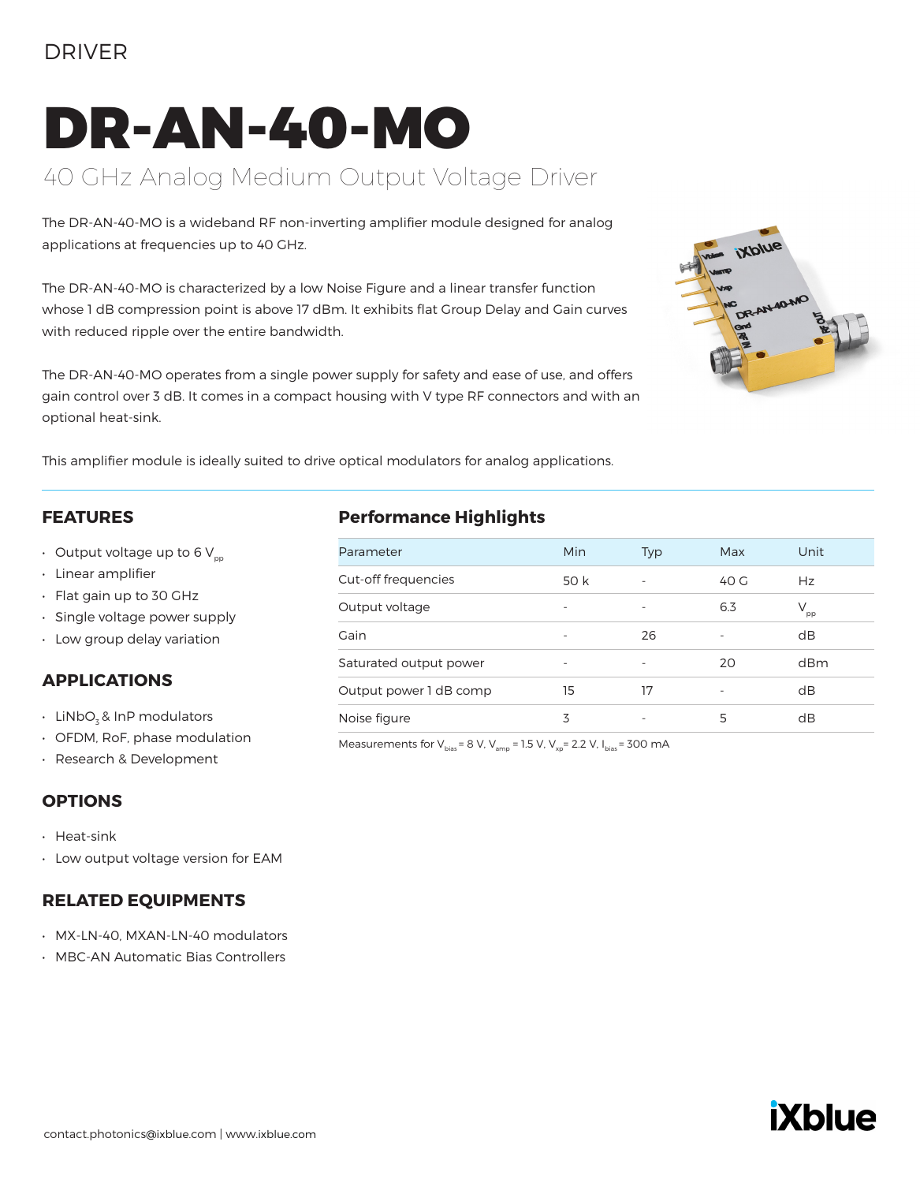DRIVER

# DR-AN-40-MO

## 40 GHz Analog Medium Output Voltage Driver

The DR-AN-40-MO is a wideband RF non-inverting amplifier module designed for analog applications at frequencies up to 40 GHz.

The DR-AN-40-MO is characterized by a low Noise Figure and a linear transfer function whose 1 dB compression point is above 17 dBm. It exhibits flat Group Delay and Gain curves with reduced ripple over the entire bandwidth.

The DR-AN-40-MO operates from a single power supply for safety and ease of use, and offers gain control over 3 dB. It comes in a compact housing with V type RF connectors and with an optional heat-sink.

This amplifier module is ideally suited to drive optical modulators for analog applications.

## FEATURES

- Output voltage up to 6 $V_{pp}$
- Linear amplifier
- Flat gain up to 30 GHz
- Single voltage power supply
- Low group delay variation

## APPLICATIONS

- $LiNbO_3$ & InP modulators
- OFDM, RoF, phase modulation
- Research & Development

## OPTIONS

- Heat-sink
- Low output voltage version for EAM

## RELATED EQUIPMENTS

- MX-LN-40, MXAN-LN-40 modulators
- MBC-AN Automatic Bias Controllers

## Performance Highlights

| Parameter | Min | Typ | Max | Unit |
|---|---|---|---|---|
| Cut-off frequencies | 50 k | - | 40 G | Hz |
| Output voltage | - | - | 6.3 | $V_{pp}$ |
| Gain | - | 26 | - | dB |
| Saturated output power | - | - | 20 | dBm |
| Output power 1 dB comp | 15 | 17 | - | dB |
| Noise figure | 3 | - | 5 | dB |

Measurements for $V_{bias}$ = 8 V, $V_{amp}$ = 1.5 V, $V_{xp}$ = 2.2 V, $I_{bias}$ = 300 mA

contact.photonics@ixblue.com | www.ixblue.com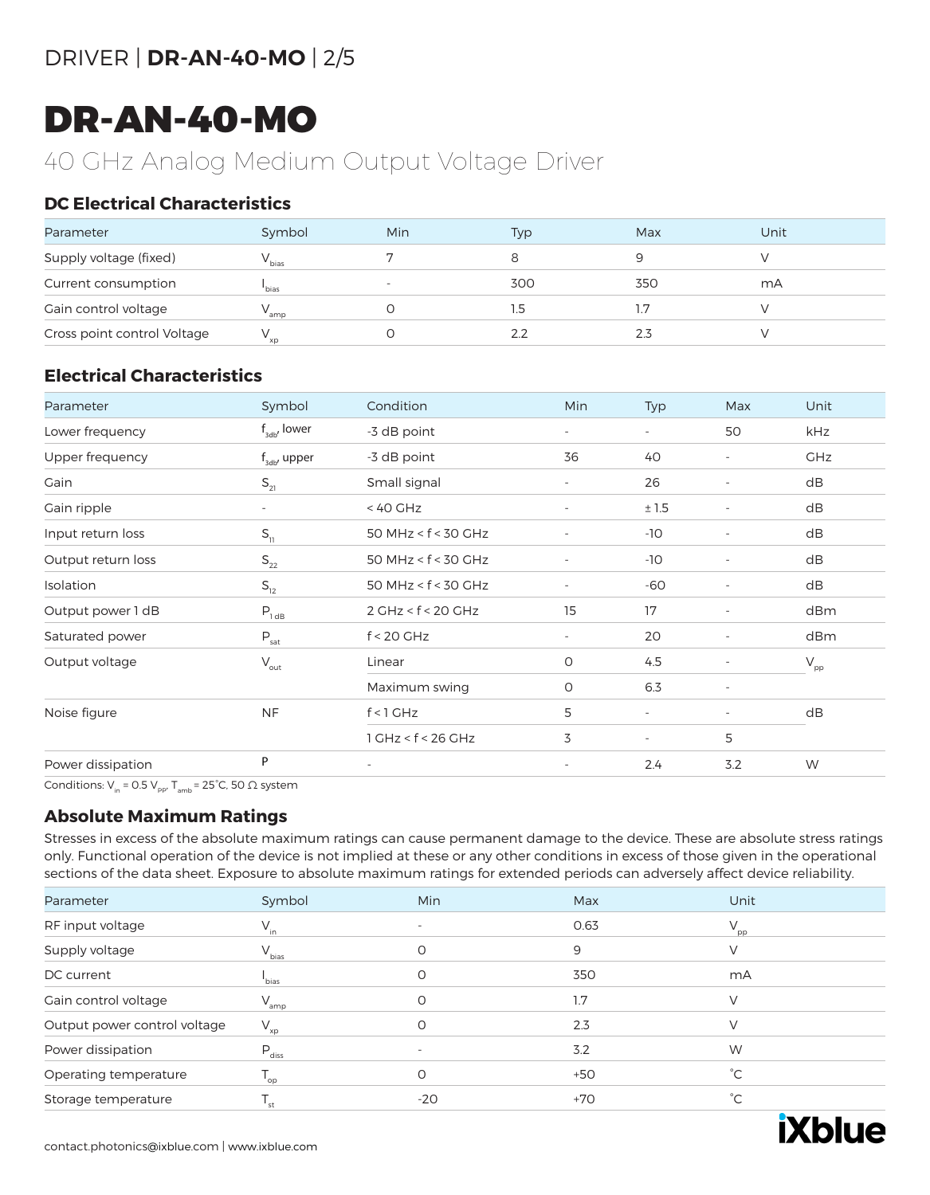# DR-AN-40-MO

40 GHz Analog Medium Output Voltage Driver

## DC Electrical Characteristics

| Parameter | Symbol | Min | Typ | Max | Unit |
|---|---|---|---|---|---|
| Supply voltage (fixed) | $V_{bias}$ | 7 | 8 | 9 | V |
| Current consumption | $I_{bias}$ | - | 300 | 350 | mA |
| Gain control voltage | $V_{amp}$ | 0 | 1.5 | 1.7 | V |
| Cross point control Voltage | $V_{xp}$ | 0 | 2.2 | 2.3 | V |

## Electrical Characteristics

| Parameter | Symbol | Condition | Min | Typ | Max | Unit |
|---|---|---|---|---|---|---|
| Lower frequency | $f_{3db}$, lower | -3 dB point | - | - | 50 | kHz |
| Upper frequency | $f_{3db}$, upper | -3 dB point | 36 | 40 | - | GHz |
| Gain | $S_{21}$ | Small signal | - | 26 | - | dB |
| Gain ripple | - | < 40 GHz | - | ± 1.5 | - | dB |
| Input return loss | $S_{11}$ | 50 MHz < f < 30 GHz | - | -10 | - | dB |
| Output return loss | $S_{22}$ | 50 MHz < f < 30 GHz | - | -10 | - | dB |
| Isolation | $S_{12}$ | 50 MHz < f < 30 GHz | - | -60 | - | dB |
| Output power 1 dB | $P_{1\,dB}$ | 2 GHz < f < 20 GHz | 15 | 17 | - | dBm |
| Saturated power | $P_{sat}$ | f < 20 GHz | - | 20 | - | dBm |
| Output voltage | $V_{out}$ | Linear | 0 | 4.5 | - | $V_{pp}$ |
| | | Maximum swing | 0 | 6.3 | - | |
| Noise figure | NF | f < 1 GHz | 5 | - | - | dB |
| | | 1 GHz < f < 26 GHz | 3 | - | 5 | |
| Power dissipation | P | - | - | 2.4 | 3.2 | W |

Conditions: $V_{in}$ = 0.5 $V_{pp}$, $T_{amb}$ = 25°C, 50 Ω system

## Absolute Maximum Ratings

Stresses in excess of the absolute maximum ratings can cause permanent damage to the device. These are absolute stress ratings only. Functional operation of the device is not implied at these or any other conditions in excess of those given in the operational sections of the data sheet. Exposure to absolute maximum ratings for extended periods can adversely affect device reliability.

| Parameter | Symbol | Min | Max | Unit |
|---|---|---|---|---|
| RF input voltage | $V_{in}$ | - | 0.63 | $V_{pp}$ |
| Supply voltage | $V_{bias}$ | 0 | 9 | V |
| DC current | $I_{bias}$ | 0 | 350 | mA |
| Gain control voltage | $V_{amp}$ | 0 | 1.7 | V |
| Output power control voltage | $V_{xp}$ | 0 | 2.3 | V |
| Power dissipation | $P_{diss}$ | - | 3.2 | W |
| Operating temperature | $T_{op}$ | 0 | +50 | °C |
| Storage temperature | $T_{st}$ | -20 | +70 | °C |

contact.photonics@ixblue.com | www.ixblue.com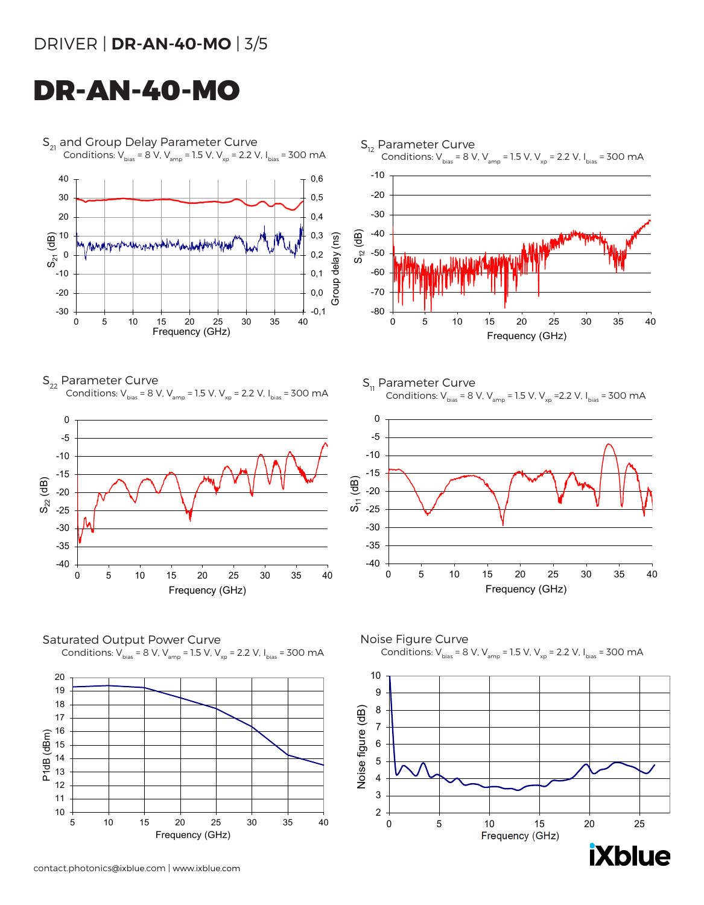# DR-AN-40-MO

## $S_{21}$ and Group Delay Parameter Curve

Conditions: $V_{bias}$ = 8 V, $V_{amp}$ = 1.5 V, $V_{xp}$ = 2.2 V, $I_{bias}$ = 300 mA

## $S_{12}$ Parameter Curve

Conditions: $V_{bias}$ = 8 V, $V_{amp}$ = 1.5 V, $V_{xp}$ = 2.2 V, $I_{bias}$ = 300 mA

## $S_{22}$ Parameter Curve

Conditions: $V_{bias}$ = 8 V, $V_{amp}$ = 1.5 V, $V_{xp}$ = 2.2 V, $I_{bias}$ = 300 mA

## $S_{11}$ Parameter Curve

Conditions: $V_{bias}$ = 8 V, $V_{amp}$ = 1.5 V, $V_{xp}$ =2.2 V, $I_{bias}$ = 300 mA

## Saturated Output Power Curve

Conditions: $V_{bias}$ = 8 V, $V_{amp}$ = 1.5 V, $V_{xp}$ = 2.2 V, $I_{bias}$ = 300 mA

## Noise Figure Curve

Conditions: $V_{bias}$ = 8 V, $V_{amp}$ = 1.5 V, $V_{xp}$ = 2.2 V, $I_{bias}$ = 300 mA

contact.photonics@ixblue.com | www.ixblue.com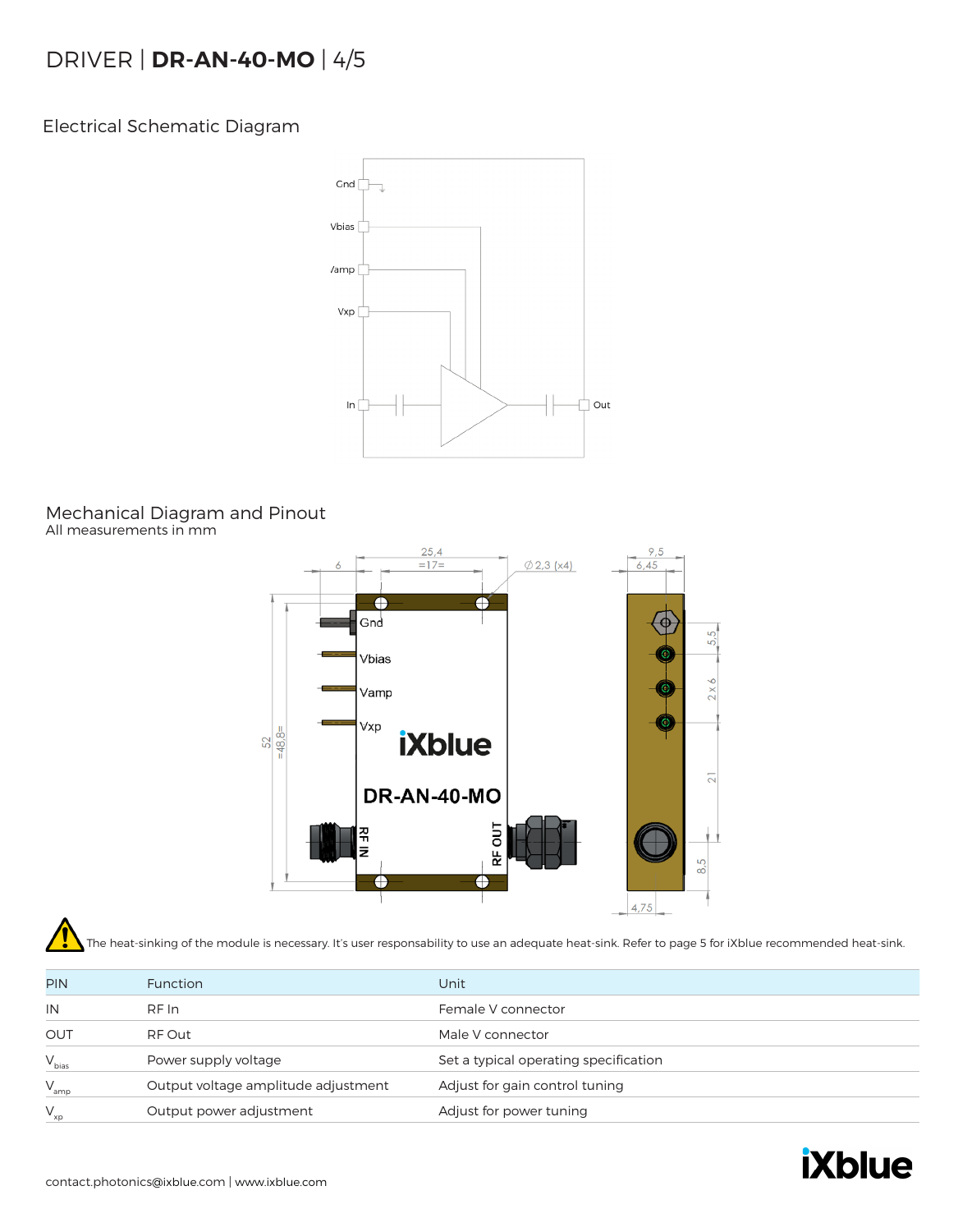## Electrical Schematic Diagram

## Mechanical Diagram and Pinout

All measurements in mm

The heat-sinking of the module is necessary. It's user responsability to use an adequate heat-sink. Refer to page 5 for iXblue recommended heat-sink.

| PIN | Function | Unit |
|---|---|---|
| IN | RF In | Female V connector |
| OUT | RF Out | Male V connector |
| $V_{bias}$ | Power supply voltage | Set a typical operating specification |
| $V_{amp}$ | Output voltage amplitude adjustment | Adjust for gain control tuning |
| $V_{xp}$ | Output power adjustment | Adjust for power tuning |

contact.photonics@ixblue.com | www.ixblue.com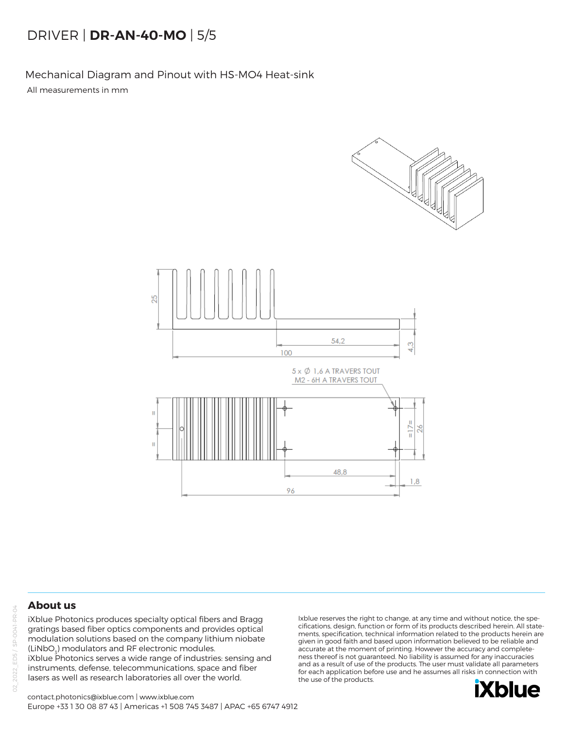## Mechanical Diagram and Pinout with HS-MO4 Heat-sink

All measurements in mm

25

54,2

100

4,3

5 x Ø 1,6 A TRAVERS TOUT
M2 - 6H A TRAVERS TOUT

=

=

=17=

26

48,8

1,8

96

## About us

iXblue Photonics produces specialty optical fibers and Bragg gratings based fiber optics components and provides optical modulation solutions based on the company lithium niobate ($LiNbO_3$) modulators and RF electronic modules.
iXblue Photonics serves a wide range of industries: sensing and instruments, defense, telecommunications, space and fiber lasers as well as research laboratories all over the world.

Ixblue reserves the right to change, at any time and without notice, the specifications, design, function or form of its products described herein. All statements, specification, technical information related to the products herein are given in good faith and based upon information believed to be reliable and accurate at the moment of printing. However the accuracy and completeness thereof is not guaranteed. No liability is assumed for any inaccuracies and as a result of use of the products. The user must validate all parameters for each application before use and he assumes all risks in connection with the use of the products.

contact.photonics@ixblue.com | www.ixblue.com
Europe +33 1 30 08 87 43 | Americas +1 508 745 3487 | APAC +65 6747 4912